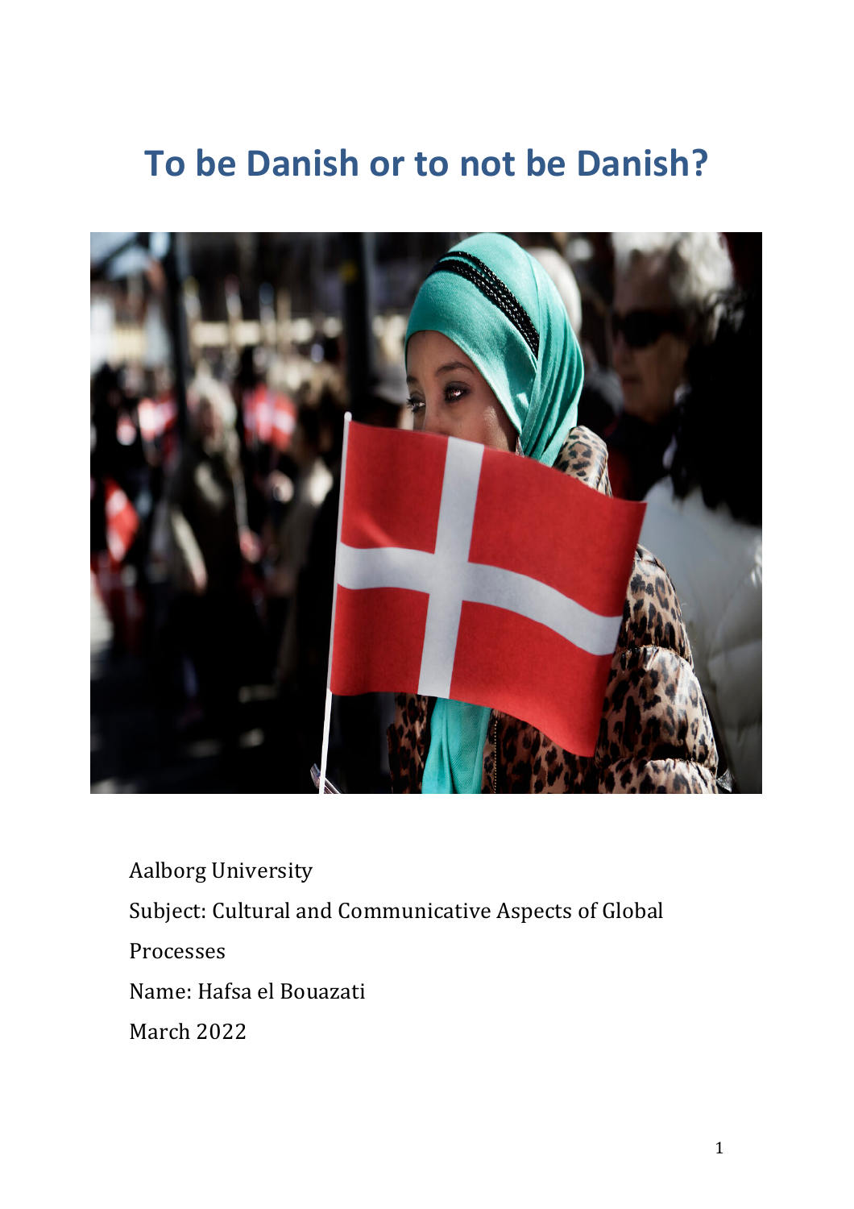# To be Danish or to not be Danish?

Aalborg University

Subject: Cultural and Communicative Aspects of Global Processes

Name: Hafsa el Bouazati

March 2022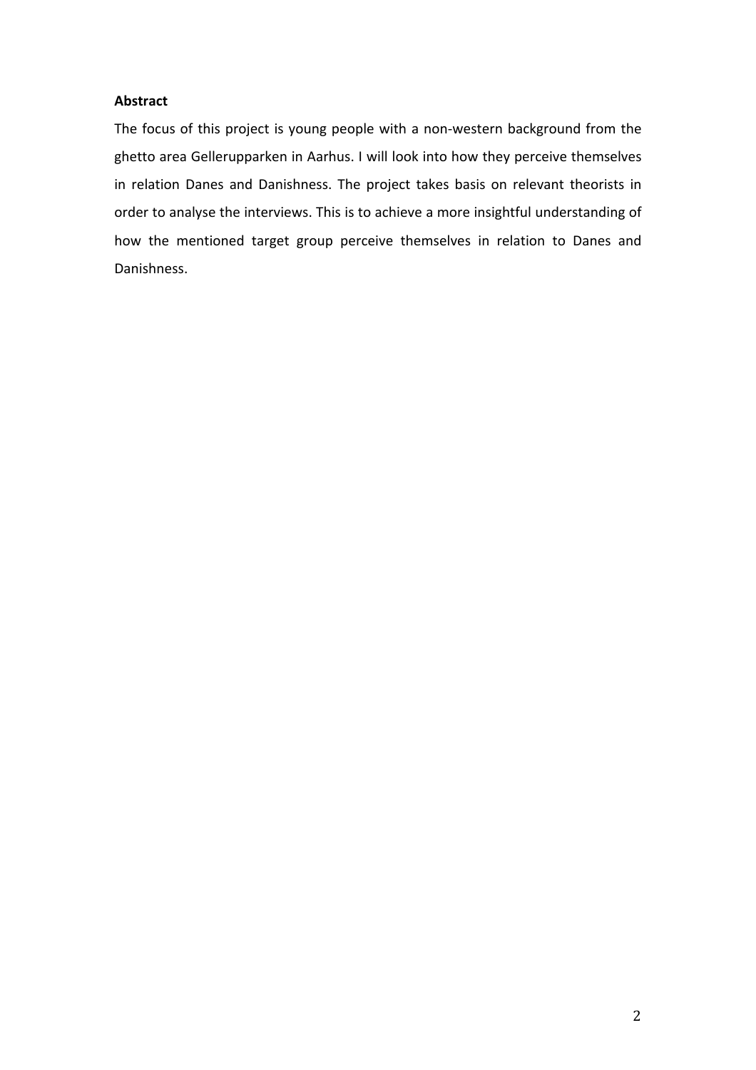**Abstract**

The focus of this project is young people with a non-western background from the ghetto area Gellerupparken in Aarhus. I will look into how they perceive themselves in relation Danes and Danishness. The project takes basis on relevant theorists in order to analyse the interviews. This is to achieve a more insightful understanding of how the mentioned target group perceive themselves in relation to Danes and Danishness.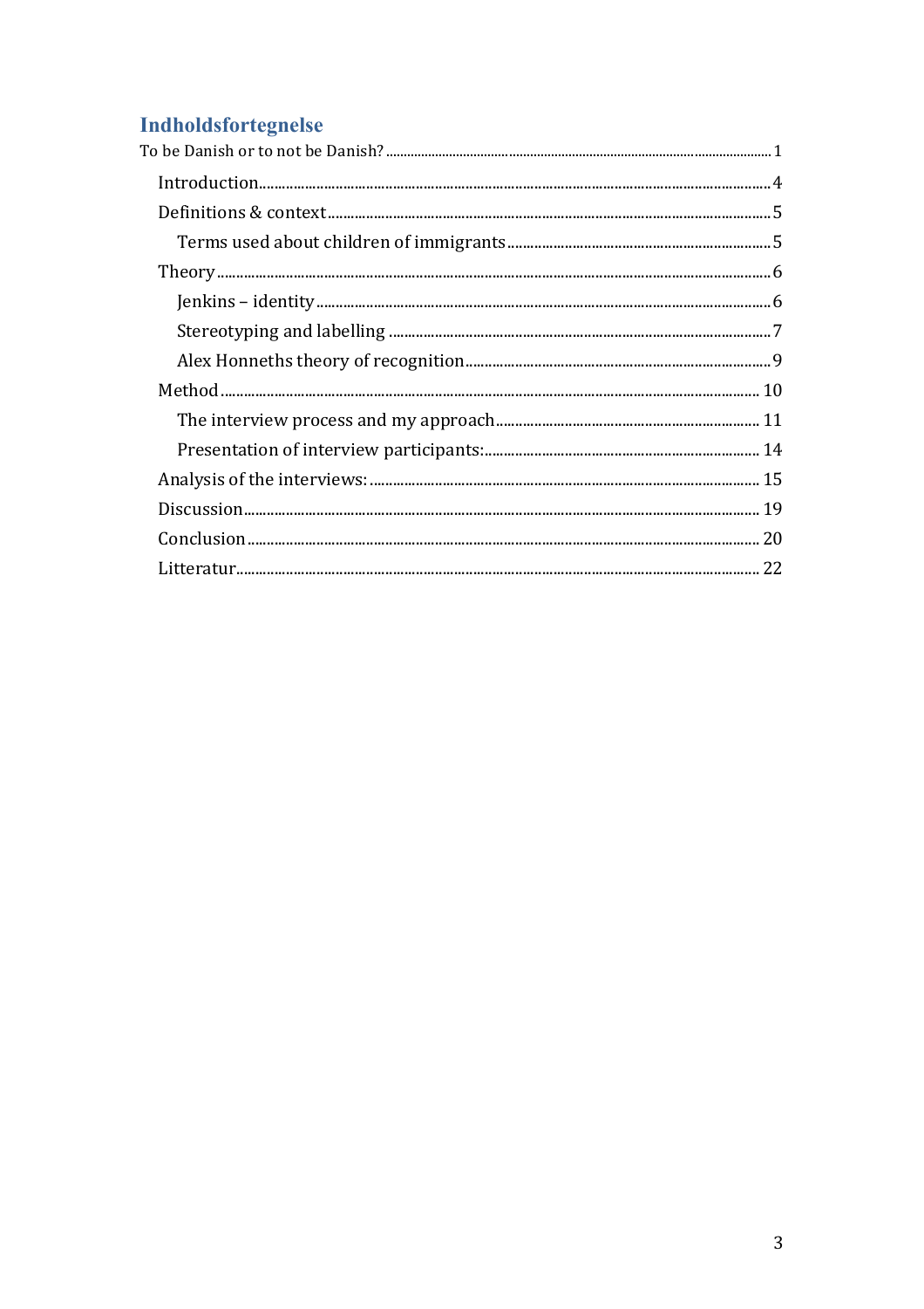# Indholdsfortegnelse

To be Danish or to not be Danish? ..... 1

- Introduction ..... 4
- Definitions & context ..... 5
  - Terms used about children of immigrants ..... 5
- Theory ..... 6
  - Jenkins – identity ..... 6
  - Stereotyping and labelling ..... 7
  - Alex Honneths theory of recognition ..... 9
- Method ..... 10
  - The interview process and my approach ..... 11
  - Presentation of interview participants: ..... 14
- Analysis of the interviews: ..... 15
- Discussion ..... 19
- Conclusion ..... 20
- Litteratur ..... 22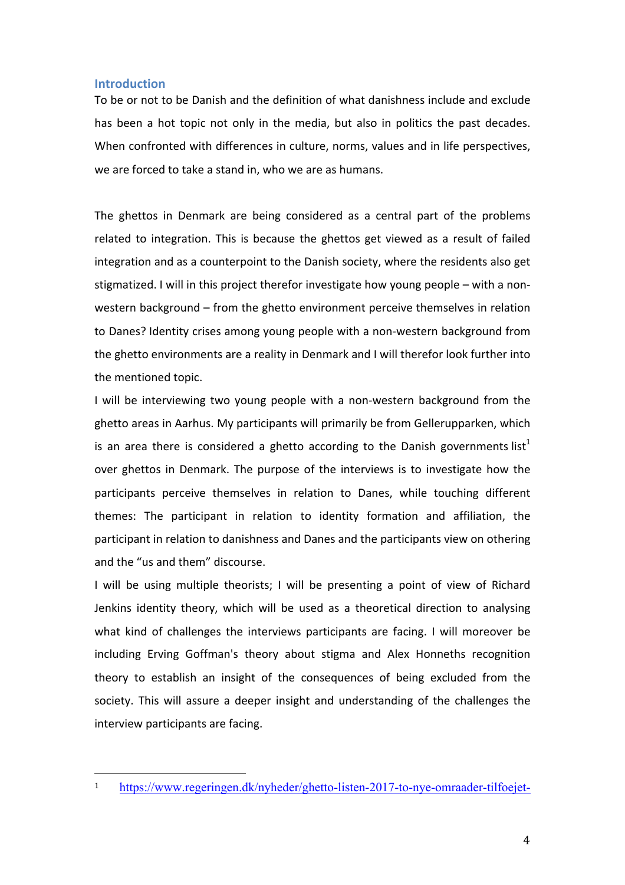## Introduction

To be or not to be Danish and the definition of what danishness include and exclude has been a hot topic not only in the media, but also in politics the past decades. When confronted with differences in culture, norms, values and in life perspectives, we are forced to take a stand in, who we are as humans.

The ghettos in Denmark are being considered as a central part of the problems related to integration. This is because the ghettos get viewed as a result of failed integration and as a counterpoint to the Danish society, where the residents also get stigmatized. I will in this project therefor investigate how young people – with a non-western background – from the ghetto environment perceive themselves in relation to Danes? Identity crises among young people with a non-western background from the ghetto environments are a reality in Denmark and I will therefore look further into the mentioned topic.

I will be interviewing two young people with a non-western background from the ghetto areas in Aarhus. My participants will primarily be from Gellerupparken, which is an area there is considered a ghetto according to the Danish governments list[1] over ghettos in Denmark. The purpose of the interviews is to investigate how the participants perceive themselves in relation to Danes, while touching different themes: The participant in relation to identity formation and affiliation, the participant in relation to danishness and Danes and the participants view on othering and the "us and them" discourse.

I will be using multiple theorists; I will be presenting a point of view of Richard Jenkins identity theory, which will be used as a theoretical direction to analysing what kind of challenges the interviews participants are facing. I will moreover be including Erving Goffman's theory about stigma and Alex Honneths recognition theory to establish an insight of the consequences of being excluded from the society. This will assure a deeper insight and understanding of the challenges the interview participants are facing.

---

[1] https://www.regeringen.dk/nyheder/ghetto-listen-2017-to-nye-omraader-tilfoejet-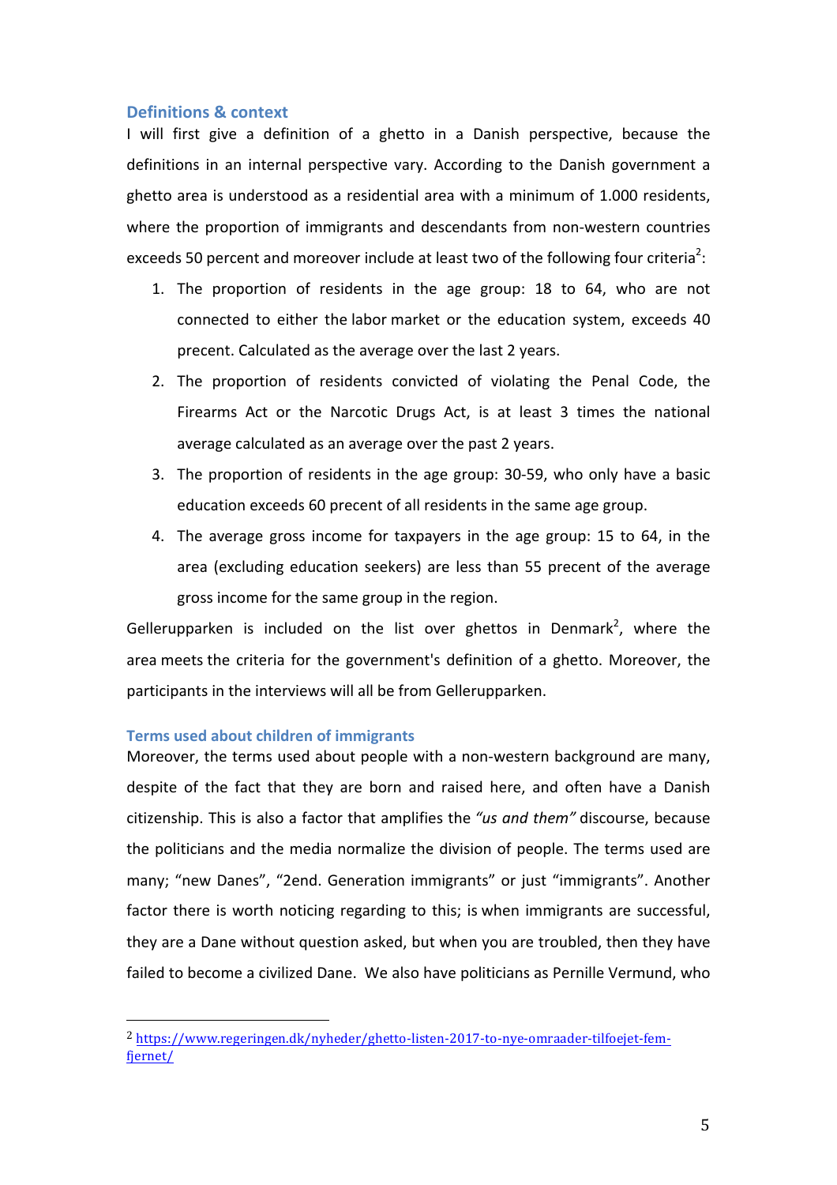### Definitions & context

I will first give a definition of a ghetto in a Danish perspective, because the definitions in an internal perspective vary. According to the Danish government a ghetto area is understood as a residential area with a minimum of 1.000 residents, where the proportion of immigrants and descendants from non-western countries exceeds 50 percent and moreover include at least two of the following four criteria[2]:

1. The proportion of residents in the age group: 18 to 64, who are not connected to either the labor market or the education system, exceeds 40 precent. Calculated as the average over the last 2 years.
2. The proportion of residents convicted of violating the Penal Code, the Firearms Act or the Narcotic Drugs Act, is at least 3 times the national average calculated as an average over the past 2 years.
3. The proportion of residents in the age group: 30-59, who only have a basic education exceeds 60 precent of all residents in the same age group.
4. The average gross income for taxpayers in the age group: 15 to 64, in the area (excluding education seekers) are less than 55 precent of the average gross income for the same group in the region.

Gellerupparken is included on the list over ghettos in Denmark[2], where the area meets the criteria for the government's definition of a ghetto. Moreover, the participants in the interviews will all be from Gellerupparken.

### Terms used about children of immigrants

Moreover, the terms used about people with a non-western background are many, despite of the fact that they are born and raised here, and often have a Danish citizenship. This is also a factor that amplifies the *"us and them"* discourse, because the politicians and the media normalize the division of people. The terms used are many; "new Danes", "2end. Generation immigrants" or just "immigrants". Another factor there is worth noticing regarding to this; is when immigrants are successful, they are a Dane without question asked, but when you are troubled, then they have failed to become a civilized Dane. We also have politicians as Pernille Vermund, who

---

[2] https://www.regeringen.dk/nyheder/ghetto-listen-2017-to-nye-omraader-tilfoejet-fem-fjernet/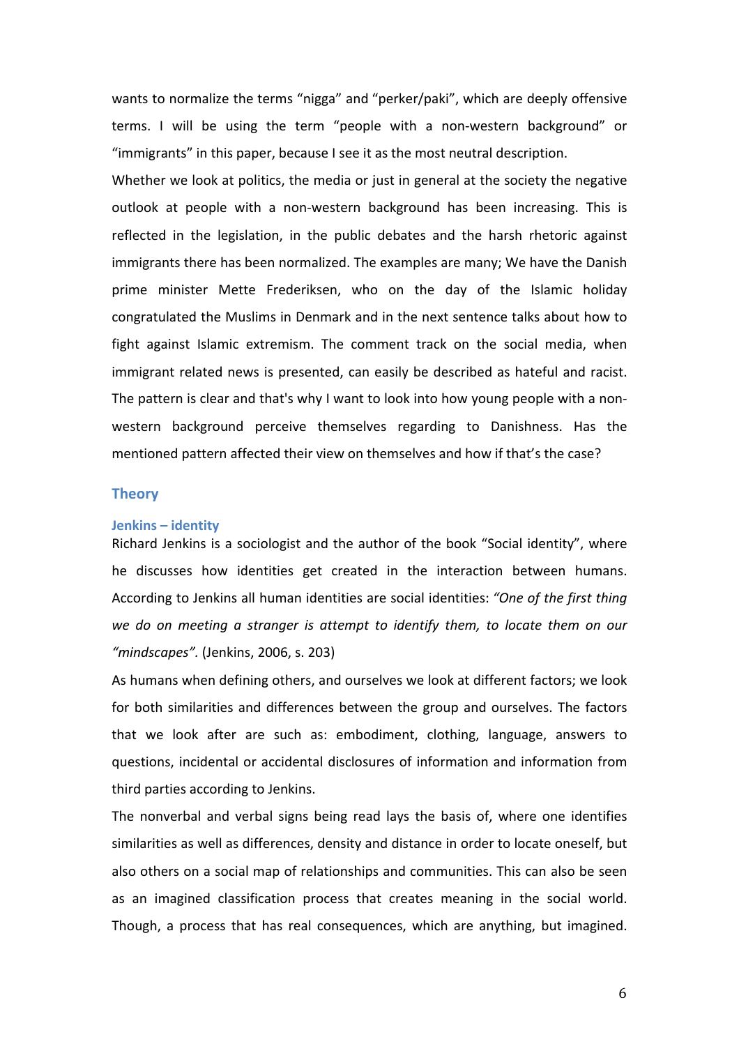wants to normalize the terms "nigga" and "perker/paki", which are deeply offensive terms. I will be using the term "people with a non-western background" or "immigrants" in this paper, because I see it as the most neutral description.

Whether we look at politics, the media or just in general at the society the negative outlook at people with a non-western background has been increasing. This is reflected in the legislation, in the public debates and the harsh rhetoric against immigrants there has been normalized. The examples are many; We have the Danish prime minister Mette Frederiksen, who on the day of the Islamic holiday congratulated the Muslims in Denmark and in the next sentence talks about how to fight against Islamic extremism. The comment track on the social media, when immigrant related news is presented, can easily be described as hateful and racist. The pattern is clear and that's why I want to look into how young people with a non-western background perceive themselves regarding to Danishness. Has the mentioned pattern affected their view on themselves and how if that's the case?

## Theory

### Jenkins – identity

Richard Jenkins is a sociologist and the author of the book "Social identity", where he discusses how identities get created in the interaction between humans. According to Jenkins all human identities are social identities: *"One of the first thing we do on meeting a stranger is attempt to identify them, to locate them on our "mindscapes".* (Jenkins, 2006, s. 203)

As humans when defining others, and ourselves we look at different factors; we look for both similarities and differences between the group and ourselves. The factors that we look after are such as: embodiment, clothing, language, answers to questions, incidental or accidental disclosures of information and information from third parties according to Jenkins.

The nonverbal and verbal signs being read lays the basis of, where one identifies similarities as well as differences, density and distance in order to locate oneself, but also others on a social map of relationships and communities. This can also be seen as an imagined classification process that creates meaning in the social world. Though, a process that has real consequences, which are anything, but imagined.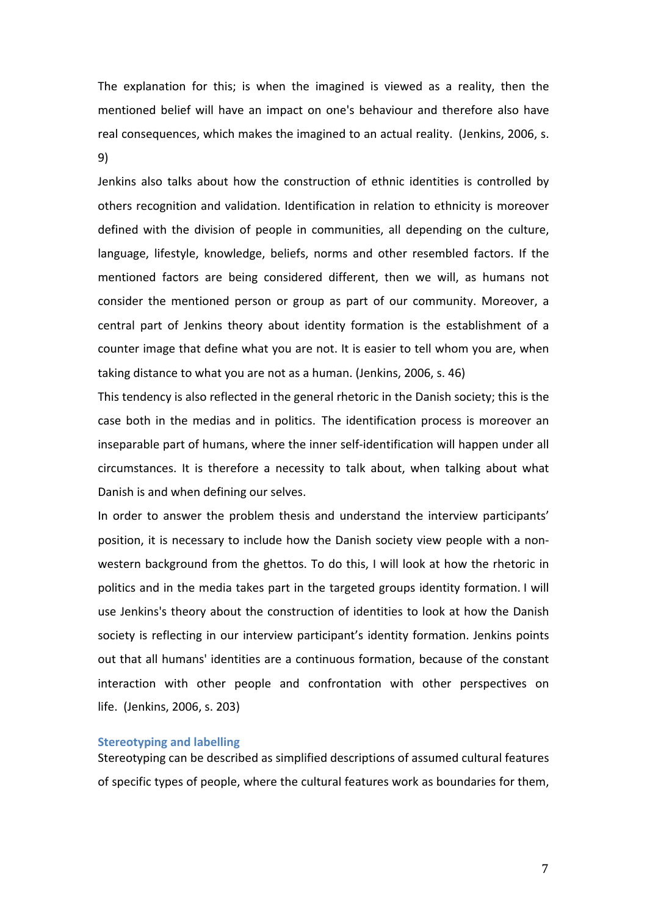The explanation for this; is when the imagined is viewed as a reality, then the mentioned belief will have an impact on one's behaviour and therefore also have real consequences, which makes the imagined to an actual reality. (Jenkins, 2006, s. 9)

Jenkins also talks about how the construction of ethnic identities is controlled by others recognition and validation. Identification in relation to ethnicity is moreover defined with the division of people in communities, all depending on the culture, language, lifestyle, knowledge, beliefs, norms and other resembled factors. If the mentioned factors are being considered different, then we will, as humans not consider the mentioned person or group as part of our community. Moreover, a central part of Jenkins theory about identity formation is the establishment of a counter image that define what you are not. It is easier to tell whom you are, when taking distance to what you are not as a human. (Jenkins, 2006, s. 46)

This tendency is also reflected in the general rhetoric in the Danish society; this is the case both in the medias and in politics. The identification process is moreover an inseparable part of humans, where the inner self-identification will happen under all circumstances. It is therefore a necessity to talk about, when talking about what Danish is and when defining our selves.

In order to answer the problem thesis and understand the interview participants' position, it is necessary to include how the Danish society view people with a non-western background from the ghettos. To do this, I will look at how the rhetoric in politics and in the media takes part in the targeted groups identity formation. I will use Jenkins's theory about the construction of identities to look at how the Danish society is reflecting in our interview participant's identity formation. Jenkins points out that all humans' identities are a continuous formation, because of the constant interaction with other people and confrontation with other perspectives on life. (Jenkins, 2006, s. 203)

### Stereotyping and labelling

Stereotyping can be described as simplified descriptions of assumed cultural features of specific types of people, where the cultural features work as boundaries for them,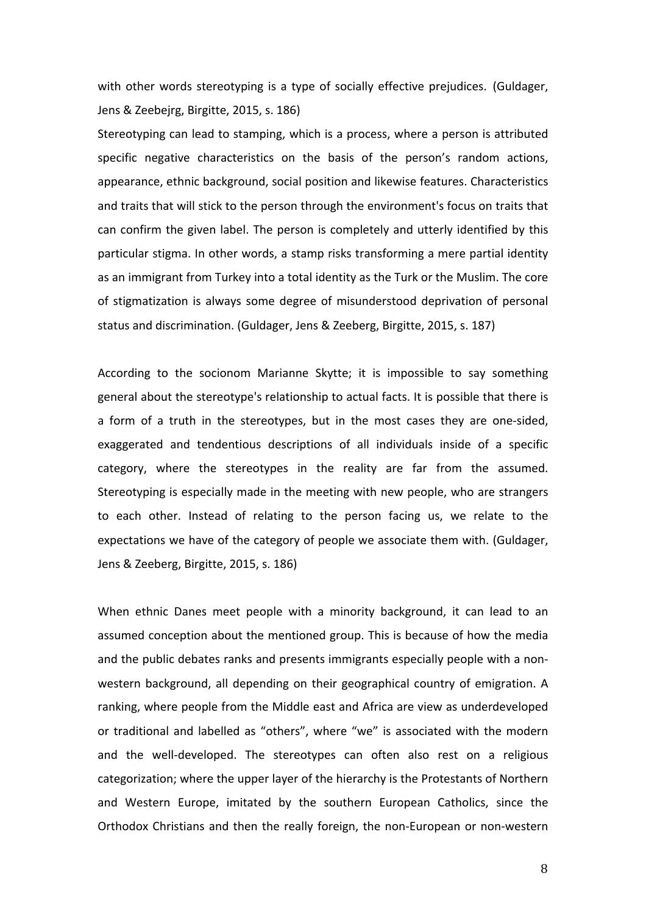with other words stereotyping is a type of socially effective prejudices. (Guldager, Jens & Zeebejrg, Birgitte, 2015, s. 186)

Stereotyping can lead to stamping, which is a process, where a person is attributed specific negative characteristics on the basis of the person's random actions, appearance, ethnic background, social position and likewise features. Characteristics and traits that will stick to the person through the environment's focus on traits that can confirm the given label. The person is completely and utterly identified by this particular stigma. In other words, a stamp risks transforming a mere partial identity as an immigrant from Turkey into a total identity as the Turk or the Muslim. The core of stigmatization is always some degree of misunderstood deprivation of personal status and discrimination. (Guldager, Jens & Zeeberg, Birgitte, 2015, s. 187)

According to the socionom Marianne Skytte; it is impossible to say something general about the stereotype's relationship to actual facts. It is possible that there is a form of a truth in the stereotypes, but in the most cases they are one-sided, exaggerated and tendentious descriptions of all individuals inside of a specific category, where the stereotypes in the reality are far from the assumed. Stereotyping is especially made in the meeting with new people, who are strangers to each other. Instead of relating to the person facing us, we relate to the expectations we have of the category of people we associate them with. (Guldager, Jens & Zeeberg, Birgitte, 2015, s. 186)

When ethnic Danes meet people with a minority background, it can lead to an assumed conception about the mentioned group. This is because of how the media and the public debates ranks and presents immigrants especially people with a non-western background, all depending on their geographical country of emigration. A ranking, where people from the Middle east and Africa are view as underdeveloped or traditional and labelled as "others", where "we" is associated with the modern and the well-developed. The stereotypes can often also rest on a religious categorization; where the upper layer of the hierarchy is the Protestants of Northern and Western Europe, imitated by the southern European Catholics, since the Orthodox Christians and then the really foreign, the non-European or non-western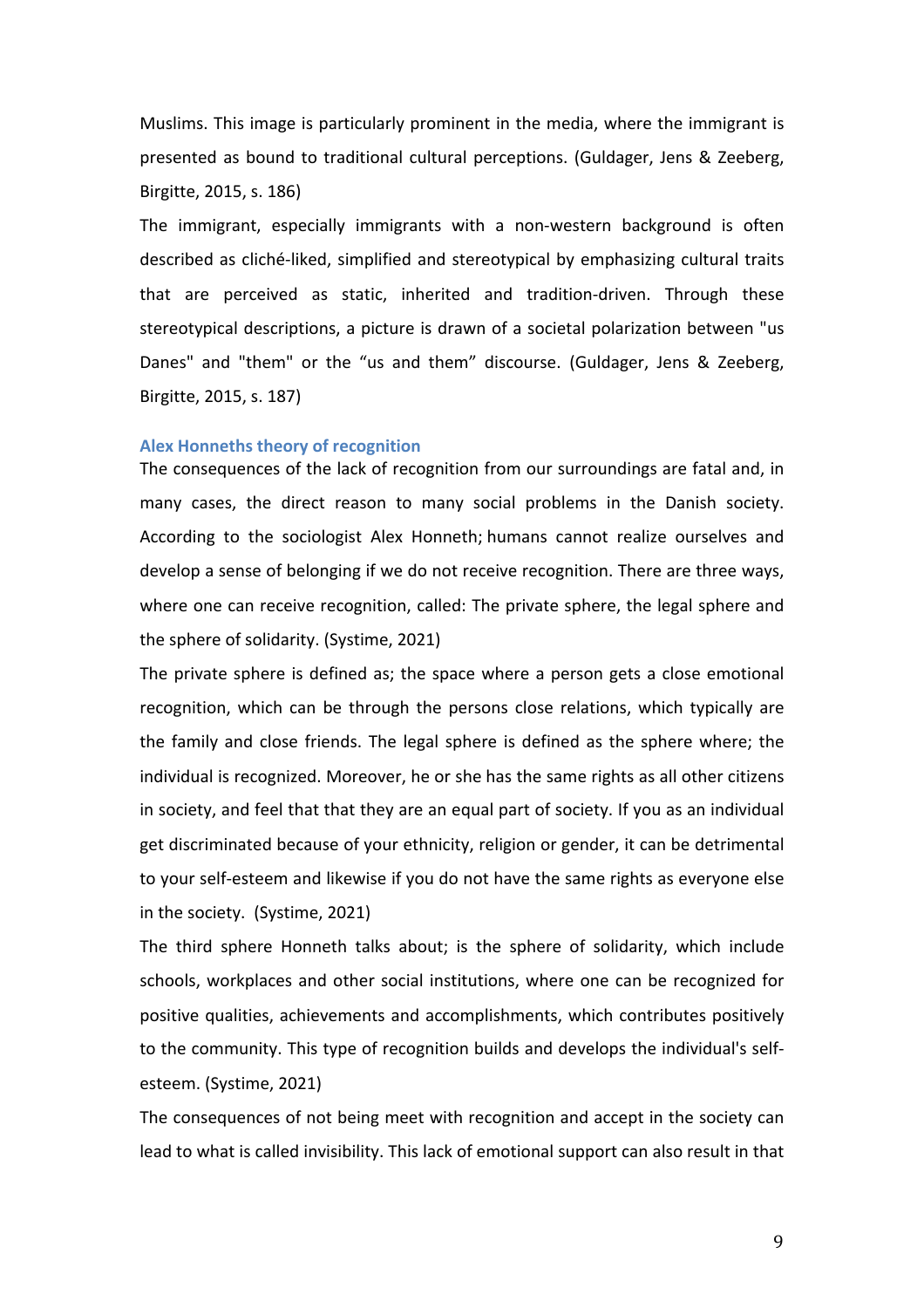Muslims. This image is particularly prominent in the media, where the immigrant is presented as bound to traditional cultural perceptions. (Guldager, Jens & Zeeberg, Birgitte, 2015, s. 186)

The immigrant, especially immigrants with a non-western background is often described as cliché-liked, simplified and stereotypical by emphasizing cultural traits that are perceived as static, inherited and tradition-driven. Through these stereotypical descriptions, a picture is drawn of a societal polarization between "us Danes" and "them" or the "us and them" discourse. (Guldager, Jens & Zeeberg, Birgitte, 2015, s. 187)

### Alex Honneths theory of recognition

The consequences of the lack of recognition from our surroundings are fatal and, in many cases, the direct reason to many social problems in the Danish society. According to the sociologist Alex Honneth; humans cannot realize ourselves and develop a sense of belonging if we do not receive recognition. There are three ways, where one can receive recognition, called: The private sphere, the legal sphere and the sphere of solidarity. (Systime, 2021)

The private sphere is defined as; the space where a person gets a close emotional recognition, which can be through the persons close relations, which typically are the family and close friends. The legal sphere is defined as the sphere where; the individual is recognized. Moreover, he or she has the same rights as all other citizens in society, and feel that that they are an equal part of society. If you as an individual get discriminated because of your ethnicity, religion or gender, it can be detrimental to your self-esteem and likewise if you do not have the same rights as everyone else in the society. (Systime, 2021)

The third sphere Honneth talks about; is the sphere of solidarity, which include schools, workplaces and other social institutions, where one can be recognized for positive qualities, achievements and accomplishments, which contributes positively to the community. This type of recognition builds and develops the individual's self-esteem. (Systime, 2021)

The consequences of not being meet with recognition and accept in the society can lead to what is called invisibility. This lack of emotional support can also result in that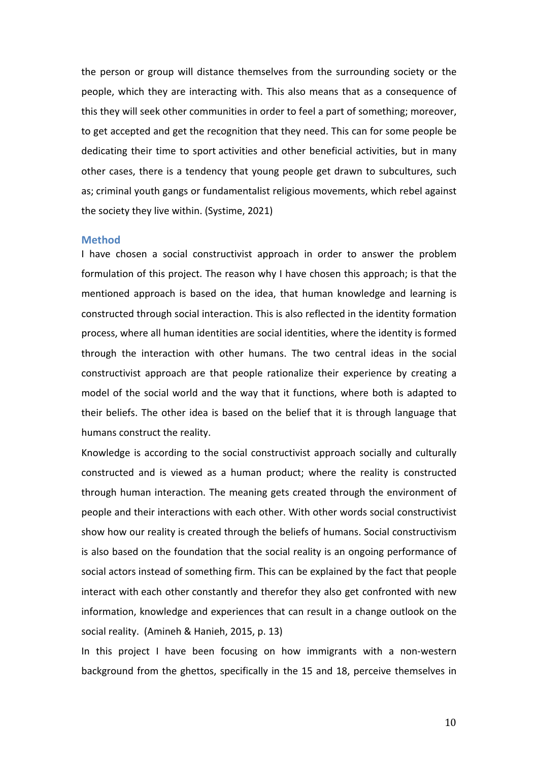the person or group will distance themselves from the surrounding society or the people, which they are interacting with. This also means that as a consequence of this they will seek other communities in order to feel a part of something; moreover, to get accepted and get the recognition that they need. This can for some people be dedicating their time to sport activities and other beneficial activities, but in many other cases, there is a tendency that young people get drawn to subcultures, such as; criminal youth gangs or fundamentalist religious movements, which rebel against the society they live within. (Systime, 2021)

## Method

I have chosen a social constructivist approach in order to answer the problem formulation of this project. The reason why I have chosen this approach; is that the mentioned approach is based on the idea, that human knowledge and learning is constructed through social interaction. This is also reflected in the identity formation process, where all human identities are social identities, where the identity is formed through the interaction with other humans. The two central ideas in the social constructivist approach are that people rationalize their experience by creating a model of the social world and the way that it functions, where both is adapted to their beliefs. The other idea is based on the belief that it is through language that humans construct the reality.

Knowledge is according to the social constructivist approach socially and culturally constructed and is viewed as a human product; where the reality is constructed through human interaction. The meaning gets created through the environment of people and their interactions with each other. With other words social constructivist show how our reality is created through the beliefs of humans. Social constructivism is also based on the foundation that the social reality is an ongoing performance of social actors instead of something firm. This can be explained by the fact that people interact with each other constantly and therefor they also get confronted with new information, knowledge and experiences that can result in a change outlook on the social reality. (Amineh & Hanieh, 2015, p. 13)

In this project I have been focusing on how immigrants with a non-western background from the ghettos, specifically in the 15 and 18, perceive themselves in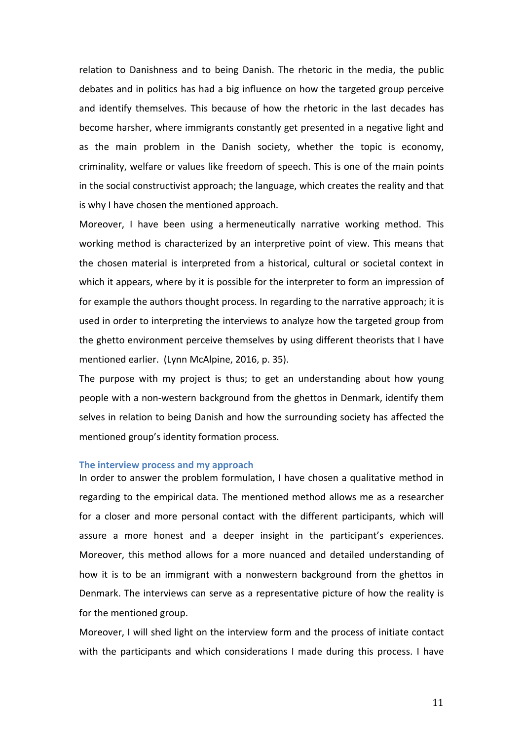relation to Danishness and to being Danish. The rhetoric in the media, the public debates and in politics has had a big influence on how the targeted group perceive and identify themselves. This because of how the rhetoric in the last decades has become harsher, where immigrants constantly get presented in a negative light and as the main problem in the Danish society, whether the topic is economy, criminality, welfare or values like freedom of speech. This is one of the main points in the social constructivist approach; the language, which creates the reality and that is why I have chosen the mentioned approach.

Moreover, I have been using a hermeneutically narrative working method. This working method is characterized by an interpretive point of view. This means that the chosen material is interpreted from a historical, cultural or societal context in which it appears, where by it is possible for the interpreter to form an impression of for example the authors thought process. In regarding to the narrative approach; it is used in order to interpreting the interviews to analyze how the targeted group from the ghetto environment perceive themselves by using different theorists that I have mentioned earlier. (Lynn McAlpine, 2016, p. 35).

The purpose with my project is thus; to get an understanding about how young people with a non-western background from the ghettos in Denmark, identify them selves in relation to being Danish and how the surrounding society has affected the mentioned group's identity formation process.

### The interview process and my approach

In order to answer the problem formulation, I have chosen a qualitative method in regarding to the empirical data. The mentioned method allows me as a researcher for a closer and more personal contact with the different participants, which will assure a more honest and a deeper insight in the participant's experiences. Moreover, this method allows for a more nuanced and detailed understanding of how it is to be an immigrant with a nonwestern background from the ghettos in Denmark. The interviews can serve as a representative picture of how the reality is for the mentioned group.

Moreover, I will shed light on the interview form and the process of initiate contact with the participants and which considerations I made during this process. I have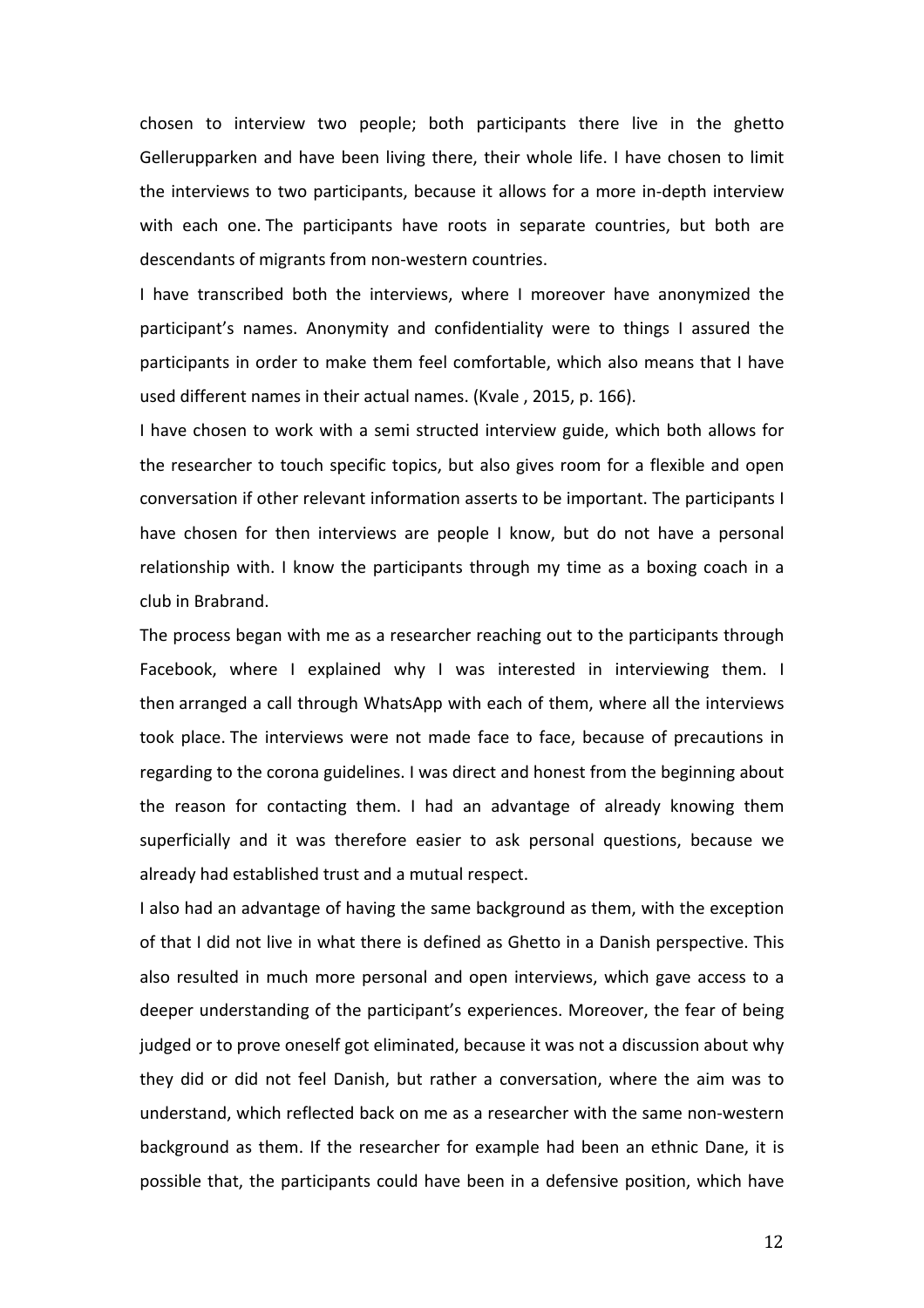chosen to interview two people; both participants there live in the ghetto Gellerupparken and have been living there, their whole life. I have chosen to limit the interviews to two participants, because it allows for a more in-depth interview with each one. The participants have roots in separate countries, but both are descendants of migrants from non-western countries.

I have transcribed both the interviews, where I moreover have anonymized the participant's names. Anonymity and confidentiality were to things I assured the participants in order to make them feel comfortable, which also means that I have used different names in their actual names. (Kvale , 2015, p. 166).

I have chosen to work with a semi structed interview guide, which both allows for the researcher to touch specific topics, but also gives room for a flexible and open conversation if other relevant information asserts to be important. The participants I have chosen for then interviews are people I know, but do not have a personal relationship with. I know the participants through my time as a boxing coach in a club in Brabrand.

The process began with me as a researcher reaching out to the participants through Facebook, where I explained why I was interested in interviewing them. I then arranged a call through WhatsApp with each of them, where all the interviews took place. The interviews were not made face to face, because of precautions in regarding to the corona guidelines. I was direct and honest from the beginning about the reason for contacting them. I had an advantage of already knowing them superficially and it was therefore easier to ask personal questions, because we already had established trust and a mutual respect.

I also had an advantage of having the same background as them, with the exception of that I did not live in what there is defined as Ghetto in a Danish perspective. This also resulted in much more personal and open interviews, which gave access to a deeper understanding of the participant's experiences. Moreover, the fear of being judged or to prove oneself got eliminated, because it was not a discussion about why they did or did not feel Danish, but rather a conversation, where the aim was to understand, which reflected back on me as a researcher with the same non-western background as them. If the researcher for example had been an ethnic Dane, it is possible that, the participants could have been in a defensive position, which have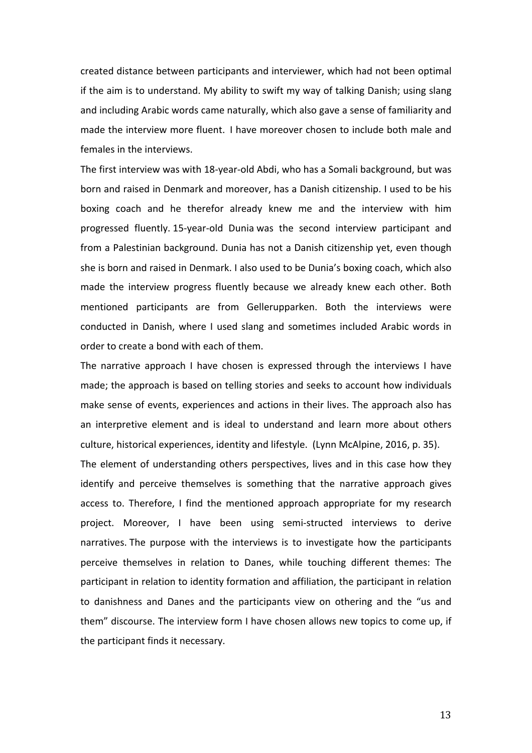created distance between participants and interviewer, which had not been optimal if the aim is to understand. My ability to swift my way of talking Danish; using slang and including Arabic words came naturally, which also gave a sense of familiarity and made the interview more fluent. I have moreover chosen to include both male and females in the interviews.

The first interview was with 18-year-old Abdi, who has a Somali background, but was born and raised in Denmark and moreover, has a Danish citizenship. I used to be his boxing coach and he therefor already knew me and the interview with him progressed fluently. 15-year-old Dunia was the second interview participant and from a Palestinian background. Dunia has not a Danish citizenship yet, even though she is born and raised in Denmark. I also used to be Dunia's boxing coach, which also made the interview progress fluently because we already knew each other. Both mentioned participants are from Gellerupparken. Both the interviews were conducted in Danish, where I used slang and sometimes included Arabic words in order to create a bond with each of them.

The narrative approach I have chosen is expressed through the interviews I have made; the approach is based on telling stories and seeks to account how individuals make sense of events, experiences and actions in their lives. The approach also has an interpretive element and is ideal to understand and learn more about others culture, historical experiences, identity and lifestyle. (Lynn McAlpine, 2016, p. 35).

The element of understanding others perspectives, lives and in this case how they identify and perceive themselves is something that the narrative approach gives access to. Therefore, I find the mentioned approach appropriate for my research project. Moreover, I have been using semi-structed interviews to derive narratives. The purpose with the interviews is to investigate how the participants perceive themselves in relation to Danes, while touching different themes: The participant in relation to identity formation and affiliation, the participant in relation to danishness and Danes and the participants view on othering and the "us and them" discourse. The interview form I have chosen allows new topics to come up, if the participant finds it necessary.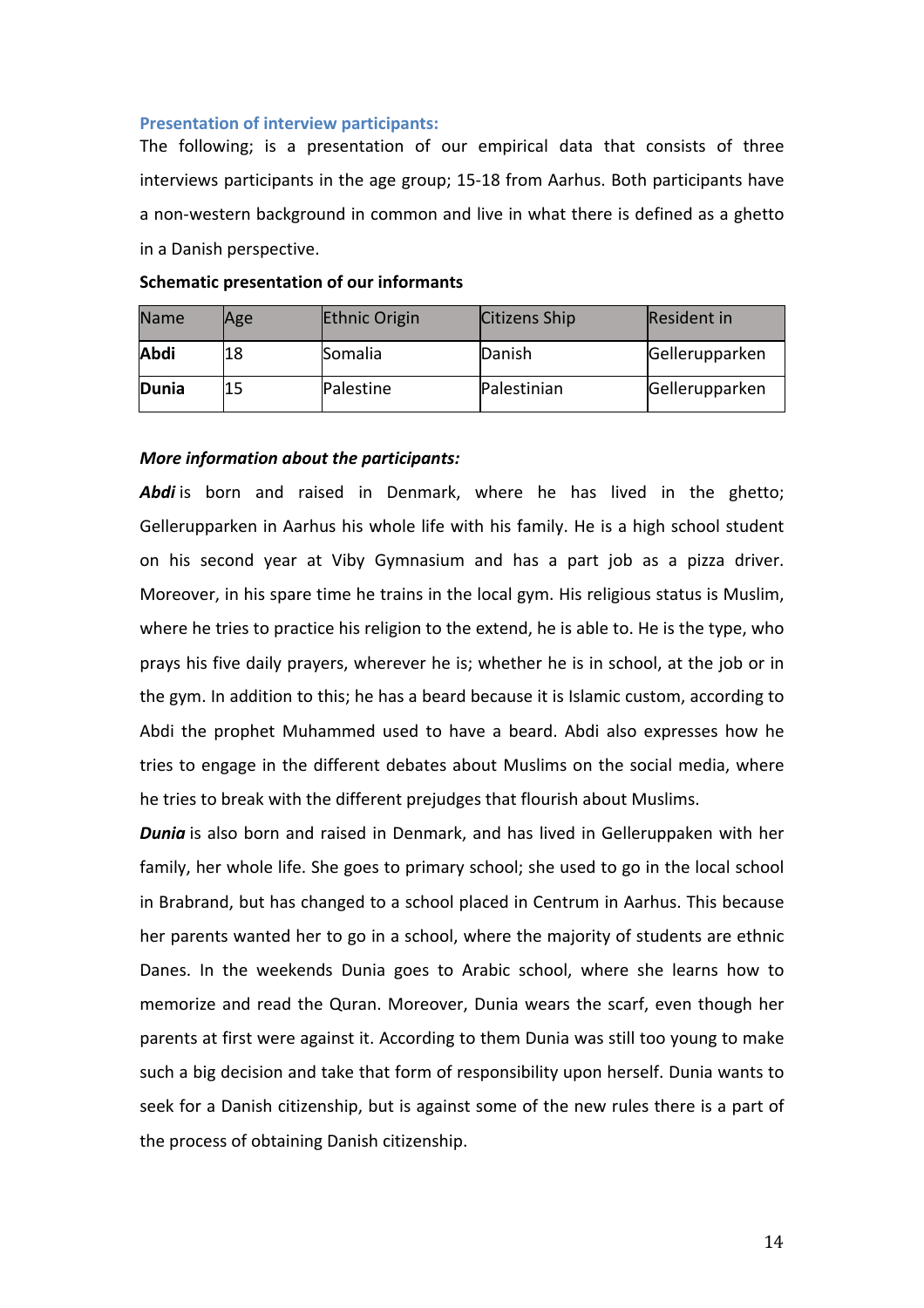### Presentation of interview participants:

The following; is a presentation of our empirical data that consists of three interviews participants in the age group; 15-18 from Aarhus. Both participants have a non-western background in common and live in what there is defined as a ghetto in a Danish perspective.

**Schematic presentation of our informants**

| Name | Age | Ethnic Origin | Citizens Ship | Resident in |
|---|---|---|---|---|
| **Abdi** | 18 | Somalia | Danish | Gellerupparken |
| **Dunia** | 15 | Palestine | Palestinian | Gellerupparken |

***More information about the participants:***

***Abdi*** is born and raised in Denmark, where he has lived in the ghetto; Gellerupparken in Aarhus his whole life with his family. He is a high school student on his second year at Viby Gymnasium and has a part job as a pizza driver. Moreover, in his spare time he trains in the local gym. His religious status is Muslim, where he tries to practice his religion to the extend, he is able to. He is the type, who prays his five daily prayers, wherever he is; whether he is in school, at the job or in the gym. In addition to this; he has a beard because it is Islamic custom, according to Abdi the prophet Muhammed used to have a beard. Abdi also expresses how he tries to engage in the different debates about Muslims on the social media, where he tries to break with the different prejudges that flourish about Muslims.

***Dunia*** is also born and raised in Denmark, and has lived in Gelleruppaken with her family, her whole life. She goes to primary school; she used to go in the local school in Brabrand, but has changed to a school placed in Centrum in Aarhus. This because her parents wanted her to go in a school, where the majority of students are ethnic Danes. In the weekends Dunia goes to Arabic school, where she learns how to memorize and read the Quran. Moreover, Dunia wears the scarf, even though her parents at first were against it. According to them Dunia was still too young to make such a big decision and take that form of responsibility upon herself. Dunia wants to seek for a Danish citizenship, but is against some of the new rules there is a part of the process of obtaining Danish citizenship.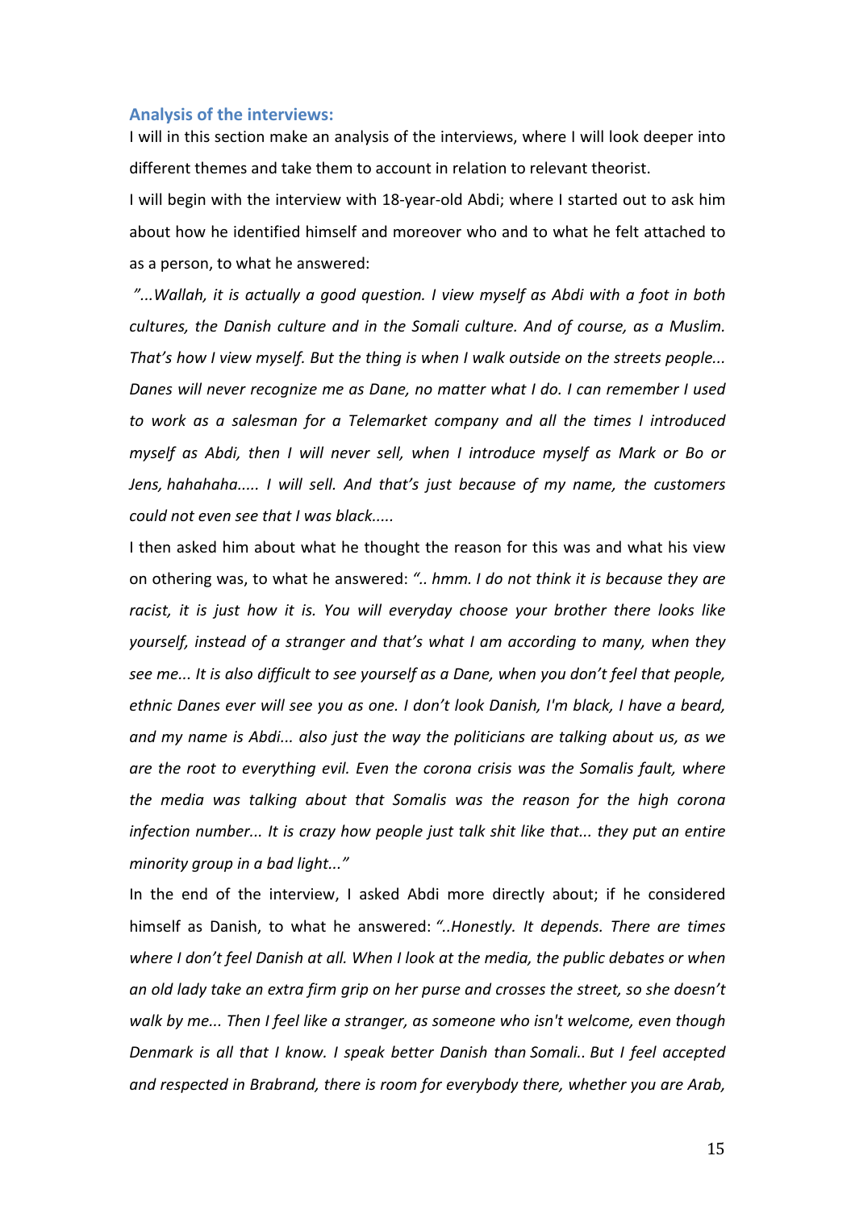### Analysis of the interviews:

I will in this section make an analysis of the interviews, where I will look deeper into different themes and take them to account in relation to relevant theorist.

I will begin with the interview with 18-year-old Abdi; where I started out to ask him about how he identified himself and moreover who and to what he felt attached to as a person, to what he answered:

*"...Wallah, it is actually a good question. I view myself as Abdi with a foot in both cultures, the Danish culture and in the Somali culture. And of course, as a Muslim. That's how I view myself. But the thing is when I walk outside on the streets people... Danes will never recognize me as Dane, no matter what I do. I can remember I used to work as a salesman for a Telemarket company and all the times I introduced myself as Abdi, then I will never sell, when I introduce myself as Mark or Bo or Jens, hahahaha..... I will sell. And that's just because of my name, the customers could not even see that I was black.....*

I then asked him about what he thought the reason for this was and what his view on othering was, to what he answered: *".. hmm. I do not think it is because they are racist, it is just how it is. You will everyday choose your brother there looks like yourself, instead of a stranger and that's what I am according to many, when they see me... It is also difficult to see yourself as a Dane, when you don't feel that people, ethnic Danes ever will see you as one. I don't look Danish, I'm black, I have a beard, and my name is Abdi... also just the way the politicians are talking about us, as we are the root to everything evil. Even the corona crisis was the Somalis fault, where the media was talking about that Somalis was the reason for the high corona infection number... It is crazy how people just talk shit like that... they put an entire minority group in a bad light..."*

In the end of the interview, I asked Abdi more directly about; if he considered himself as Danish, to what he answered: *"..Honestly. It depends. There are times where I don't feel Danish at all. When I look at the media, the public debates or when an old lady take an extra firm grip on her purse and crosses the street, so she doesn't walk by me... Then I feel like a stranger, as someone who isn't welcome, even though Denmark is all that I know. I speak better Danish than Somali.. But I feel accepted and respected in Brabrand, there is room for everybody there, whether you are Arab,*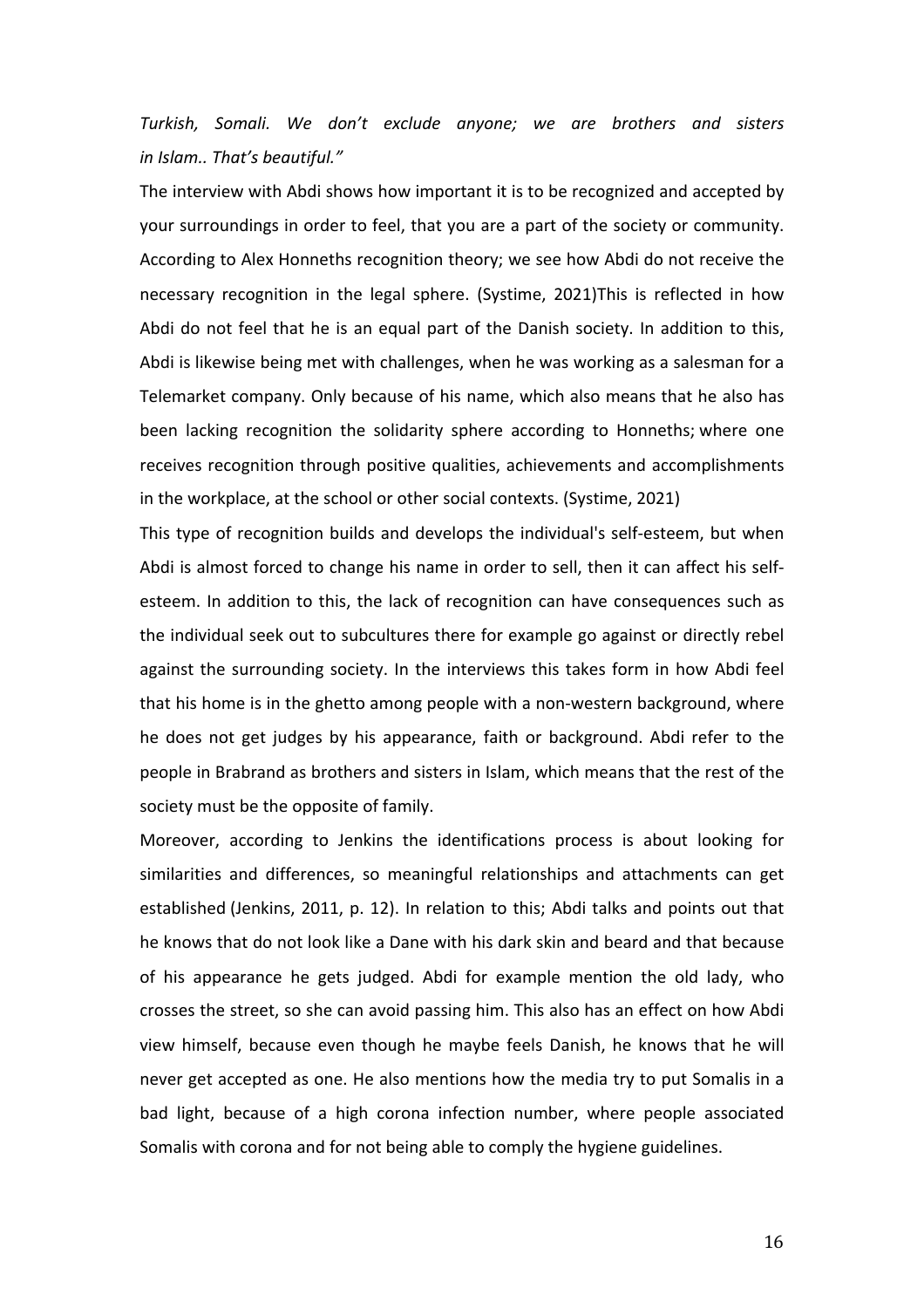*Turkish, Somali. We don't exclude anyone; we are brothers and sisters in Islam.. That's beautiful."*

The interview with Abdi shows how important it is to be recognized and accepted by your surroundings in order to feel, that you are a part of the society or community. According to Alex Honneths recognition theory; we see how Abdi do not receive the necessary recognition in the legal sphere. (Systime, 2021)This is reflected in how Abdi do not feel that he is an equal part of the Danish society. In addition to this, Abdi is likewise being met with challenges, when he was working as a salesman for a Telemarket company. Only because of his name, which also means that he also has been lacking recognition the solidarity sphere according to Honneths; where one receives recognition through positive qualities, achievements and accomplishments in the workplace, at the school or other social contexts. (Systime, 2021)

This type of recognition builds and develops the individual's self-esteem, but when Abdi is almost forced to change his name in order to sell, then it can affect his self-esteem. In addition to this, the lack of recognition can have consequences such as the individual seek out to subcultures there for example go against or directly rebel against the surrounding society. In the interviews this takes form in how Abdi feel that his home is in the ghetto among people with a non-western background, where he does not get judges by his appearance, faith or background. Abdi refer to the people in Brabrand as brothers and sisters in Islam, which means that the rest of the society must be the opposite of family.

Moreover, according to Jenkins the identifications process is about looking for similarities and differences, so meaningful relationships and attachments can get established (Jenkins, 2011, p. 12). In relation to this; Abdi talks and points out that he knows that do not look like a Dane with his dark skin and beard and that because of his appearance he gets judged. Abdi for example mention the old lady, who crosses the street, so she can avoid passing him. This also has an effect on how Abdi view himself, because even though he maybe feels Danish, he knows that he will never get accepted as one. He also mentions how the media try to put Somalis in a bad light, because of a high corona infection number, where people associated Somalis with corona and for not being able to comply the hygiene guidelines.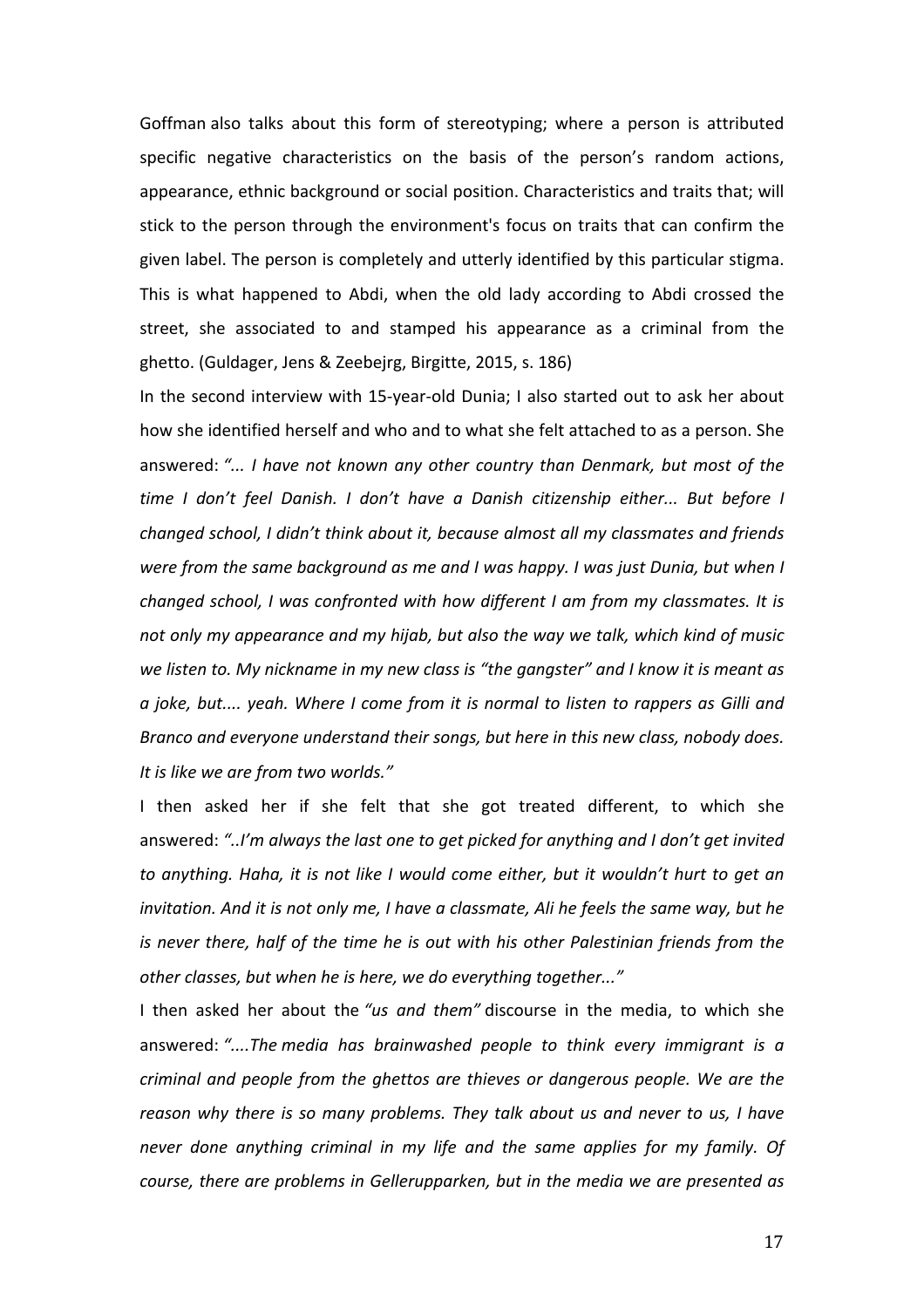Goffman also talks about this form of stereotyping; where a person is attributed specific negative characteristics on the basis of the person's random actions, appearance, ethnic background or social position. Characteristics and traits that; will stick to the person through the environment's focus on traits that can confirm the given label. The person is completely and utterly identified by this particular stigma. This is what happened to Abdi, when the old lady according to Abdi crossed the street, she associated to and stamped his appearance as a criminal from the ghetto. (Guldager, Jens & Zeebejrg, Birgitte, 2015, s. 186)

In the second interview with 15-year-old Dunia; I also started out to ask her about how she identified herself and who and to what she felt attached to as a person. She answered: *"... I have not known any other country than Denmark, but most of the time I don't feel Danish. I don't have a Danish citizenship either... But before I changed school, I didn't think about it, because almost all my classmates and friends were from the same background as me and I was happy. I was just Dunia, but when I changed school, I was confronted with how different I am from my classmates. It is not only my appearance and my hijab, but also the way we talk, which kind of music we listen to. My nickname in my new class is "the gangster" and I know it is meant as a joke, but.... yeah. Where I come from it is normal to listen to rappers as Gilli and Branco and everyone understand their songs, but here in this new class, nobody does. It is like we are from two worlds."*

I then asked her if she felt that she got treated different, to which she answered: *"..I'm always the last one to get picked for anything and I don't get invited to anything. Haha, it is not like I would come either, but it wouldn't hurt to get an invitation. And it is not only me, I have a classmate, Ali he feels the same way, but he is never there, half of the time he is out with his other Palestinian friends from the other classes, but when he is here, we do everything together..."*

I then asked her about the *"us and them"* discourse in the media, to which she answered: *"....The media has brainwashed people to think every immigrant is a criminal and people from the ghettos are thieves or dangerous people. We are the reason why there is so many problems. They talk about us and never to us, I have never done anything criminal in my life and the same applies for my family. Of course, there are problems in Gellerupparken, but in the media we are presented as*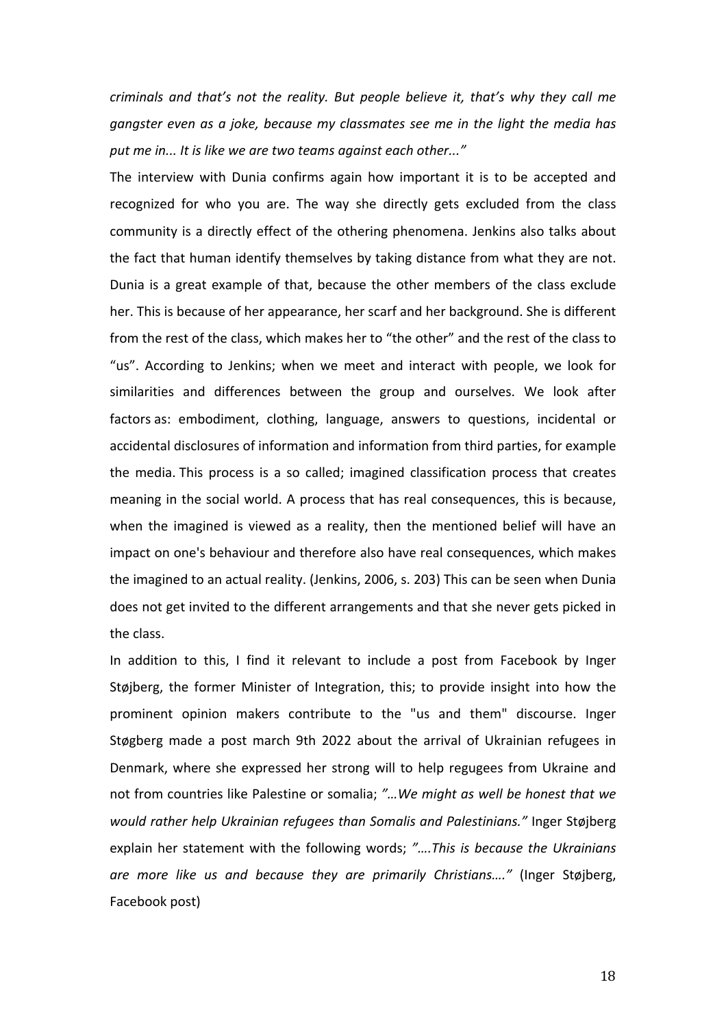*criminals and that's not the reality. But people believe it, that's why they call me gangster even as a joke, because my classmates see me in the light the media has put me in... It is like we are two teams against each other..."*

The interview with Dunia confirms again how important it is to be accepted and recognized for who you are. The way she directly gets excluded from the class community is a directly effect of the othering phenomena. Jenkins also talks about the fact that human identify themselves by taking distance from what they are not. Dunia is a great example of that, because the other members of the class exclude her. This is because of her appearance, her scarf and her background. She is different from the rest of the class, which makes her to "the other" and the rest of the class to "us". According to Jenkins; when we meet and interact with people, we look for similarities and differences between the group and ourselves. We look after factors as: embodiment, clothing, language, answers to questions, incidental or accidental disclosures of information and information from third parties, for example the media. This process is a so called; imagined classification process that creates meaning in the social world. A process that has real consequences, this is because, when the imagined is viewed as a reality, then the mentioned belief will have an impact on one's behaviour and therefore also have real consequences, which makes the imagined to an actual reality. (Jenkins, 2006, s. 203) This can be seen when Dunia does not get invited to the different arrangements and that she never gets picked in the class.

In addition to this, I find it relevant to include a post from Facebook by Inger Støjberg, the former Minister of Integration, this; to provide insight into how the prominent opinion makers contribute to the "us and them" discourse. Inger Støgberg made a post march 9th 2022 about the arrival of Ukrainian refugees in Denmark, where she expressed her strong will to help regugees from Ukraine and not from countries like Palestine or somalia; *"…We might as well be honest that we would rather help Ukrainian refugees than Somalis and Palestinians."* Inger Støjberg explain her statement with the following words; *"….This is because the Ukrainians are more like us and because they are primarily Christians…."* (Inger Støjberg, Facebook post)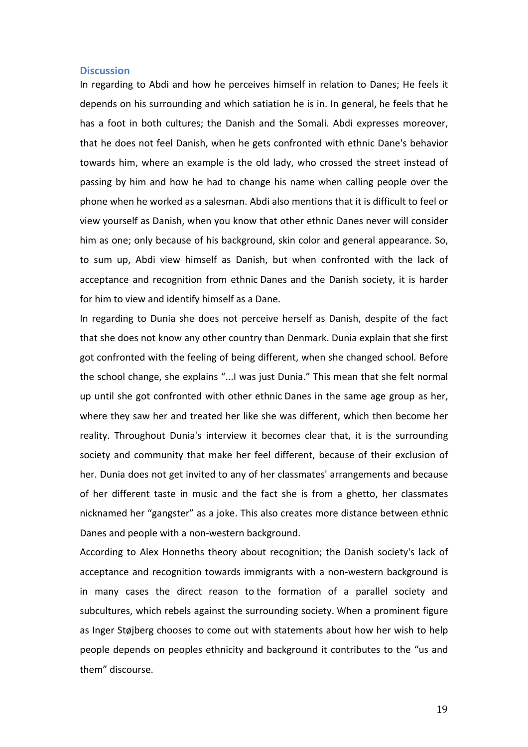## Discussion

In regarding to Abdi and how he perceives himself in relation to Danes; He feels it depends on his surrounding and which satiation he is in. In general, he feels that he has a foot in both cultures; the Danish and the Somali. Abdi expresses moreover, that he does not feel Danish, when he gets confronted with ethnic Dane's behavior towards him, where an example is the old lady, who crossed the street instead of passing by him and how he had to change his name when calling people over the phone when he worked as a salesman. Abdi also mentions that it is difficult to feel or view yourself as Danish, when you know that other ethnic Danes never will consider him as one; only because of his background, skin color and general appearance. So, to sum up, Abdi view himself as Danish, but when confronted with the lack of acceptance and recognition from ethnic Danes and the Danish society, it is harder for him to view and identify himself as a Dane.

In regarding to Dunia she does not perceive herself as Danish, despite of the fact that she does not know any other country than Denmark. Dunia explain that she first got confronted with the feeling of being different, when she changed school. Before the school change, she explains "...I was just Dunia." This mean that she felt normal up until she got confronted with other ethnic Danes in the same age group as her, where they saw her and treated her like she was different, which then become her reality. Throughout Dunia's interview it becomes clear that, it is the surrounding society and community that make her feel different, because of their exclusion of her. Dunia does not get invited to any of her classmates' arrangements and because of her different taste in music and the fact she is from a ghetto, her classmates nicknamed her "gangster" as a joke. This also creates more distance between ethnic Danes and people with a non-western background.

According to Alex Honneths theory about recognition; the Danish society's lack of acceptance and recognition towards immigrants with a non-western background is in many cases the direct reason to the formation of a parallel society and subcultures, which rebels against the surrounding society. When a prominent figure as Inger Støjberg chooses to come out with statements about how her wish to help people depends on peoples ethnicity and background it contributes to the "us and them" discourse.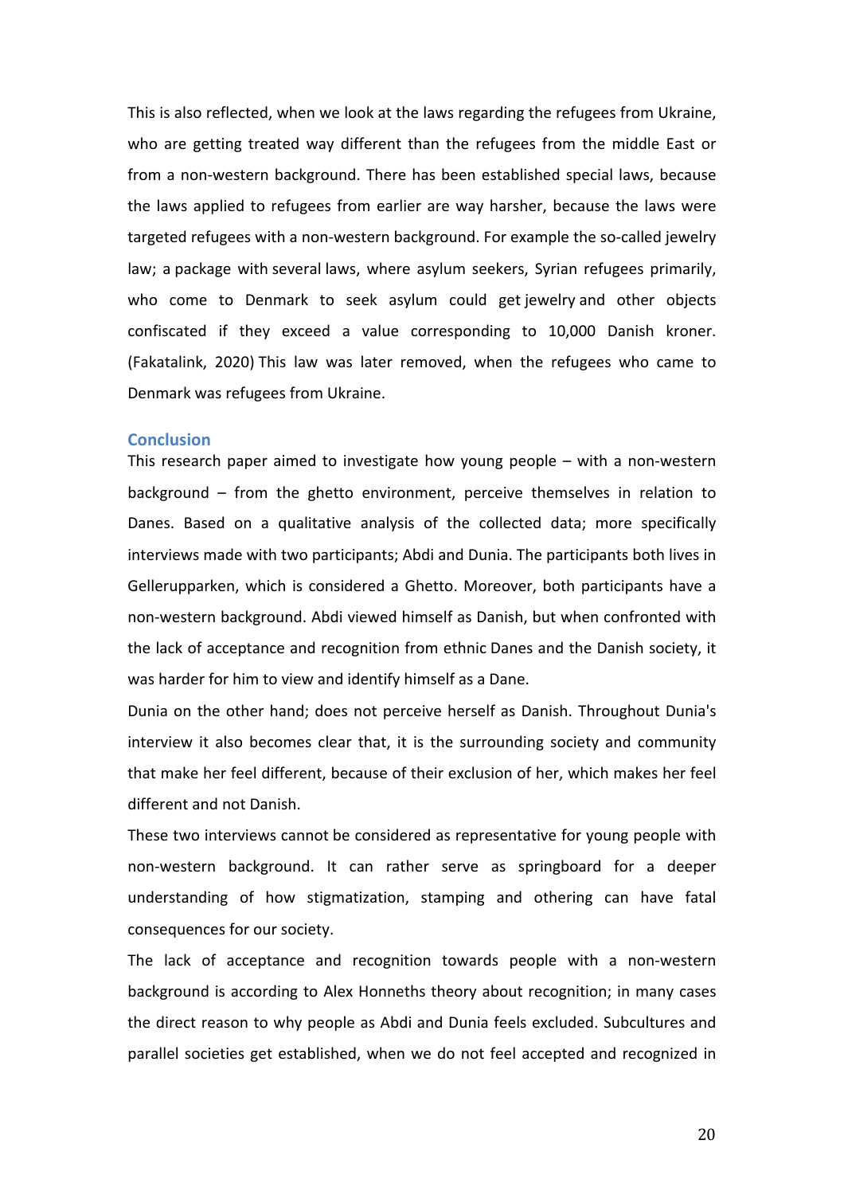This is also reflected, when we look at the laws regarding the refugees from Ukraine, who are getting treated way different than the refugees from the middle East or from a non-western background. There has been established special laws, because the laws applied to refugees from earlier are way harsher, because the laws were targeted refugees with a non-western background. For example the so-called jewelry law; a package with several laws, where asylum seekers, Syrian refugees primarily, who come to Denmark to seek asylum could get jewelry and other objects confiscated if they exceed a value corresponding to 10,000 Danish kroner. (Fakatalink, 2020) This law was later removed, when the refugees who came to Denmark was refugees from Ukraine.

## Conclusion

This research paper aimed to investigate how young people – with a non-western background – from the ghetto environment, perceive themselves in relation to Danes. Based on a qualitative analysis of the collected data; more specifically interviews made with two participants; Abdi and Dunia. The participants both lives in Gellerupparken, which is considered a Ghetto. Moreover, both participants have a non-western background. Abdi viewed himself as Danish, but when confronted with the lack of acceptance and recognition from ethnic Danes and the Danish society, it was harder for him to view and identify himself as a Dane.

Dunia on the other hand; does not perceive herself as Danish. Throughout Dunia's interview it also becomes clear that, it is the surrounding society and community that make her feel different, because of their exclusion of her, which makes her feel different and not Danish.

These two interviews cannot be considered as representative for young people with non-western background. It can rather serve as springboard for a deeper understanding of how stigmatization, stamping and othering can have fatal consequences for our society.

The lack of acceptance and recognition towards people with a non-western background is according to Alex Honneths theory about recognition; in many cases the direct reason to why people as Abdi and Dunia feels excluded. Subcultures and parallel societies get established, when we do not feel accepted and recognized in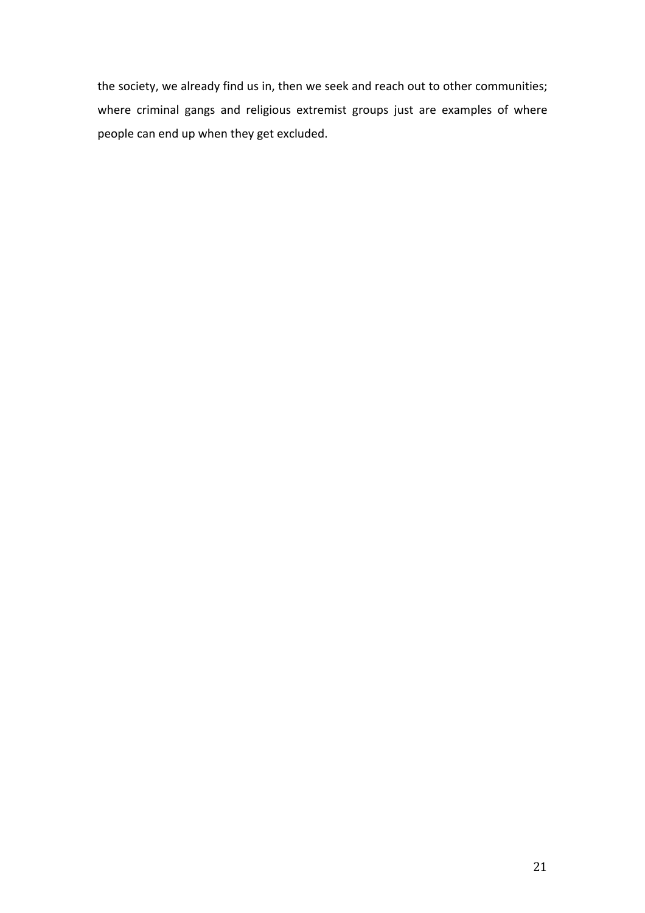the society, we already find us in, then we seek and reach out to other communities; where criminal gangs and religious extremist groups just are examples of where people can end up when they get excluded.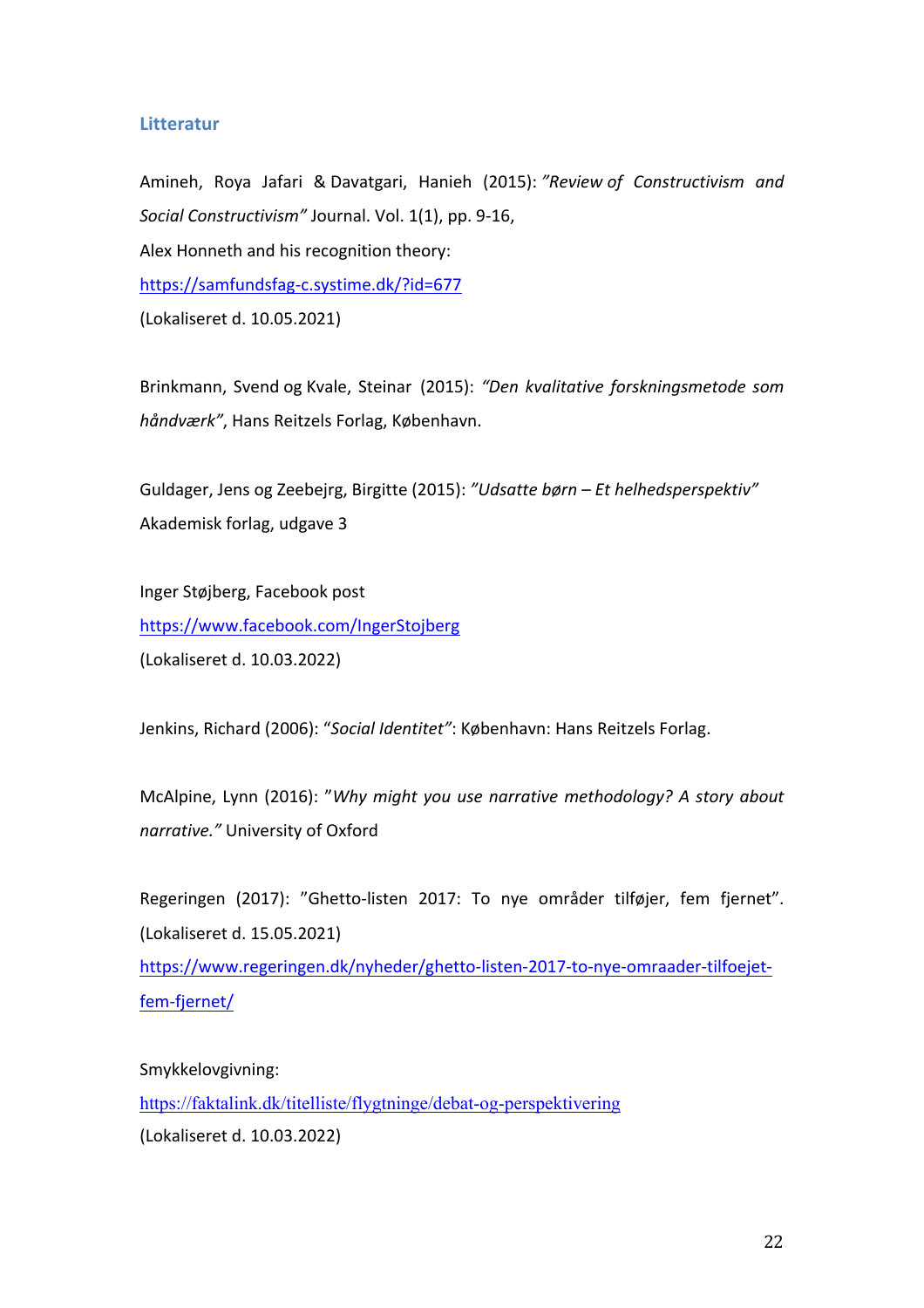## Litteratur

Amineh, Roya Jafari & Davatgari, Hanieh (2015): *"Review of Constructivism and Social Constructivism"* Journal. Vol. 1(1), pp. 9-16,

Alex Honneth and his recognition theory:
https://samfundsfag-c.systime.dk/?id=677
(Lokaliseret d. 10.05.2021)

Brinkmann, Svend og Kvale, Steinar (2015): *"Den kvalitative forskningsmetode som håndværk"*, Hans Reitzels Forlag, København.

Guldager, Jens og Zeebejrg, Birgitte (2015): *"Udsatte børn – Et helhedsperspektiv"* Akademisk forlag, udgave 3

Inger Støjberg, Facebook post
https://www.facebook.com/IngerStojberg
(Lokaliseret d. 10.03.2022)

Jenkins, Richard (2006): "*Social Identitet*": København: Hans Reitzels Forlag.

McAlpine, Lynn (2016): "*Why might you use narrative methodology? A story about narrative.*" University of Oxford

Regeringen (2017): "Ghetto-listen 2017: To nye områder tilføjer, fem fjernet". (Lokaliseret d. 15.05.2021)
https://www.regeringen.dk/nyheder/ghetto-listen-2017-to-nye-omraader-tilfoejet-fem-fjernet/

Smykkelovgivning:
https://faktalink.dk/titelliste/flygtninge/debat-og-perspektivering
(Lokaliseret d. 10.03.2022)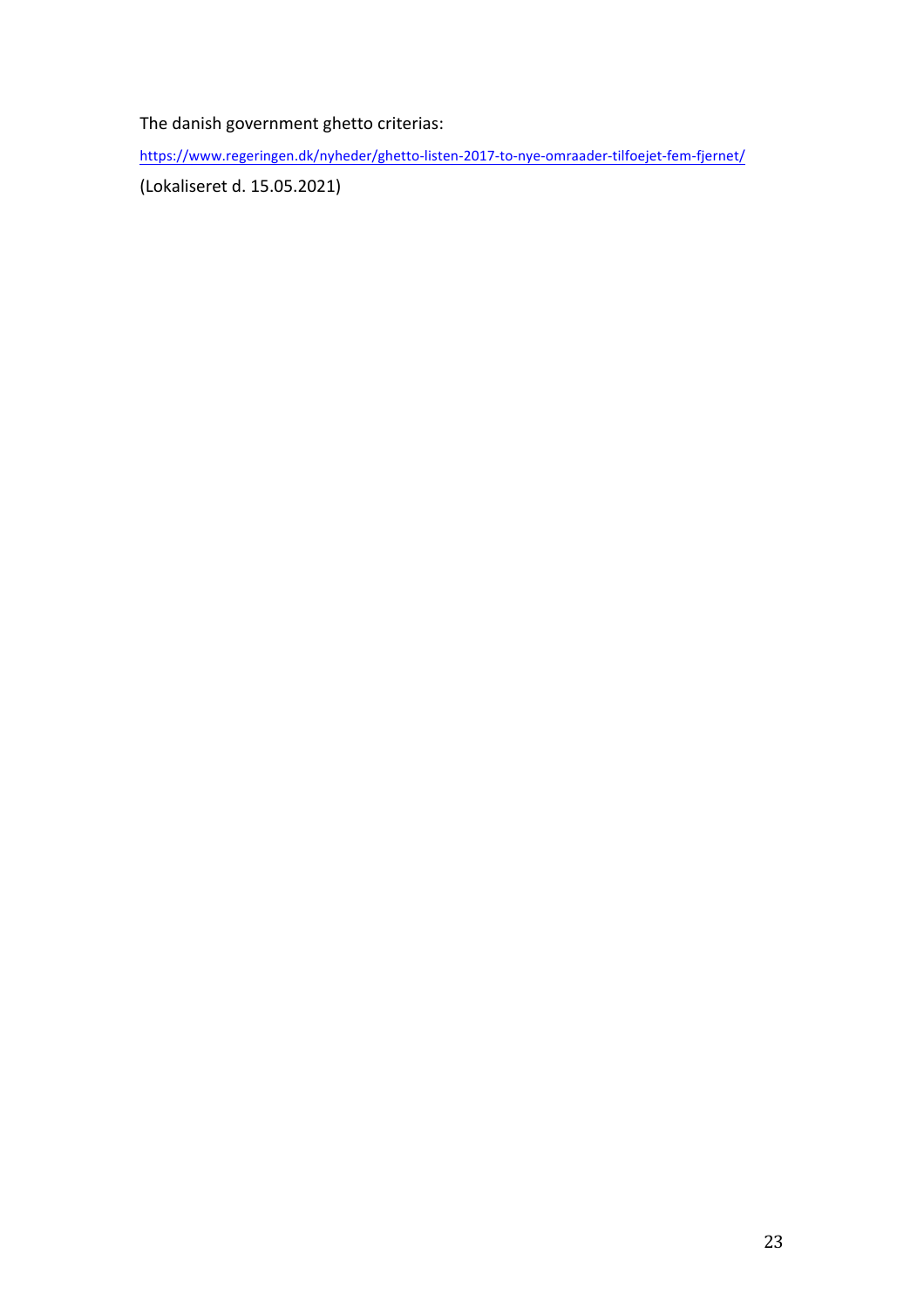The danish government ghetto criterias:

https://www.regeringen.dk/nyheder/ghetto-listen-2017-to-nye-omraader-tilfoejet-fem-fjernet/

(Lokaliseret d. 15.05.2021)